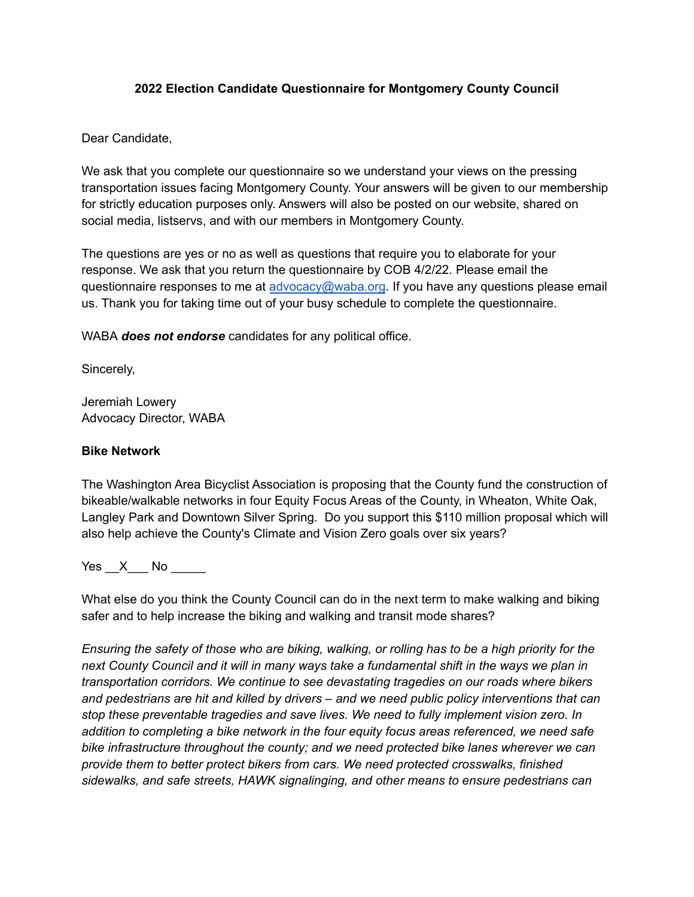**2022 Election Candidate Questionnaire for Montgomery County Council**

Dear Candidate,

We ask that you complete our questionnaire so we understand your views on the pressing transportation issues facing Montgomery County. Your answers will be given to our membership for strictly education purposes only. Answers will also be posted on our website, shared on social media, listservs, and with our members in Montgomery County.

The questions are yes or no as well as questions that require you to elaborate for your response. We ask that you return the questionnaire by COB 4/2/22. Please email the questionnaire responses to me at advocacy@waba.org. If you have any questions please email us. Thank you for taking time out of your busy schedule to complete the questionnaire.

WABA ***does not endorse*** candidates for any political office.

Sincerely,

Jeremiah Lowery
Advocacy Director, WABA

**Bike Network**

The Washington Area Bicyclist Association is proposing that the County fund the construction of bikeable/walkable networks in four Equity Focus Areas of the County, in Wheaton, White Oak, Langley Park and Downtown Silver Spring. Do you support this $110 million proposal which will also help achieve the County's Climate and Vision Zero goals over six years?

Yes __X___ No _____

What else do you think the County Council can do in the next term to make walking and biking safer and to help increase the biking and walking and transit mode shares?

*Ensuring the safety of those who are biking, walking, or rolling has to be a high priority for the next County Council and it will in many ways take a fundamental shift in the ways we plan in transportation corridors. We continue to see devastating tragedies on our roads where bikers and pedestrians are hit and killed by drivers – and we need public policy interventions that can stop these preventable tragedies and save lives. We need to fully implement vision zero. In addition to completing a bike network in the four equity focus areas referenced, we need safe bike infrastructure throughout the county; and we need protected bike lanes wherever we can provide them to better protect bikers from cars. We need protected crosswalks, finished sidewalks, and safe streets, HAWK signalinging, and other means to ensure pedestrians can*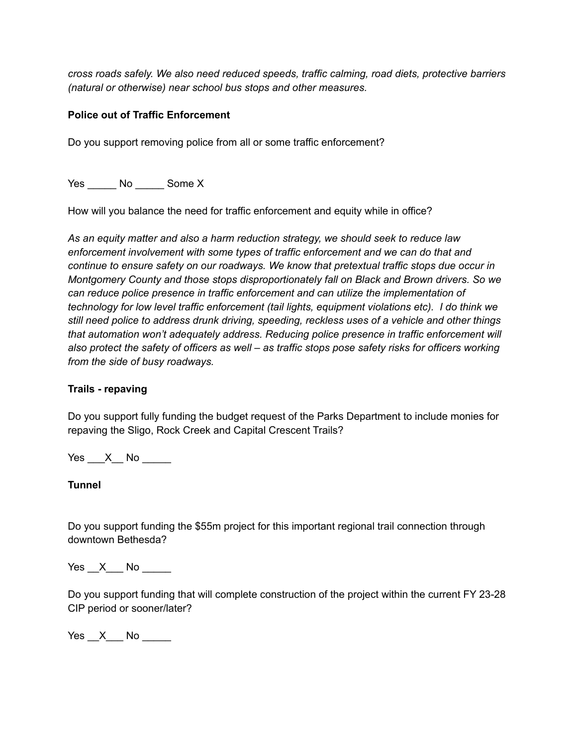*cross roads safely. We also need reduced speeds, traffic calming, road diets, protective barriers (natural or otherwise) near school bus stops and other measures.*

**Police out of Traffic Enforcement**

Do you support removing police from all or some traffic enforcement?

Yes _____ No _____ Some X

How will you balance the need for traffic enforcement and equity while in office?

*As an equity matter and also a harm reduction strategy, we should seek to reduce law enforcement involvement with some types of traffic enforcement and we can do that and continue to ensure safety on our roadways. We know that pretextual traffic stops due occur in Montgomery County and those stops disproportionately fall on Black and Brown drivers. So we can reduce police presence in traffic enforcement and can utilize the implementation of technology for low level traffic enforcement (tail lights, equipment violations etc). I do think we still need police to address drunk driving, speeding, reckless uses of a vehicle and other things that automation won't adequately address. Reducing police presence in traffic enforcement will also protect the safety of officers as well – as traffic stops pose safety risks for officers working from the side of busy roadways.*

**Trails - repaving**

Do you support fully funding the budget request of the Parks Department to include monies for repaving the Sligo, Rock Creek and Capital Crescent Trails?

Yes ___X__ No _____

**Tunnel**

Do you support funding the $55m project for this important regional trail connection through downtown Bethesda?

Yes __X___ No _____

Do you support funding that will complete construction of the project within the current FY 23-28 CIP period or sooner/later?

Yes __X___ No _____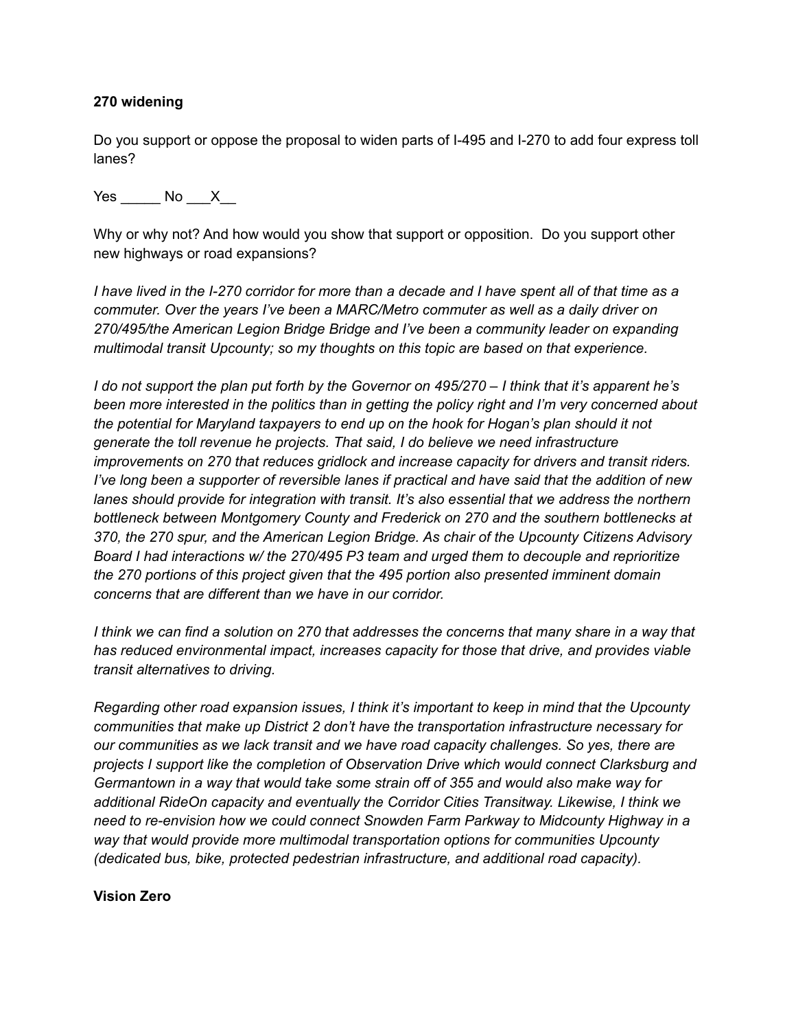**270 widening**

Do you support or oppose the proposal to widen parts of I-495 and I-270 to add four express toll lanes?

Yes _____ No ___X__

Why or why not? And how would you show that support or opposition.  Do you support other new highways or road expansions?

*I have lived in the I-270 corridor for more than a decade and I have spent all of that time as a commuter. Over the years I've been a MARC/Metro commuter as well as a daily driver on 270/495/the American Legion Bridge Bridge and I've been a community leader on expanding multimodal transit Upcounty; so my thoughts on this topic are based on that experience.*

*I do not support the plan put forth by the Governor on 495/270 – I think that it's apparent he's been more interested in the politics than in getting the policy right and I'm very concerned about the potential for Maryland taxpayers to end up on the hook for Hogan's plan should it not generate the toll revenue he projects. That said, I do believe we need infrastructure improvements on 270 that reduces gridlock and increase capacity for drivers and transit riders. I've long been a supporter of reversible lanes if practical and have said that the addition of new lanes should provide for integration with transit. It's also essential that we address the northern bottleneck between Montgomery County and Frederick on 270 and the southern bottlenecks at 370, the 270 spur, and the American Legion Bridge. As chair of the Upcounty Citizens Advisory Board I had interactions w/ the 270/495 P3 team and urged them to decouple and reprioritize the 270 portions of this project given that the 495 portion also presented imminent domain concerns that are different than we have in our corridor.*

*I think we can find a solution on 270 that addresses the concerns that many share in a way that has reduced environmental impact, increases capacity for those that drive, and provides viable transit alternatives to driving.*

*Regarding other road expansion issues, I think it's important to keep in mind that the Upcounty communities that make up District 2 don't have the transportation infrastructure necessary for our communities as we lack transit and we have road capacity challenges. So yes, there are projects I support like the completion of Observation Drive which would connect Clarksburg and Germantown in a way that would take some strain off of 355 and would also make way for additional RideOn capacity and eventually the Corridor Cities Transitway. Likewise, I think we need to re-envision how we could connect Snowden Farm Parkway to Midcounty Highway in a way that would provide more multimodal transportation options for communities Upcounty (dedicated bus, bike, protected pedestrian infrastructure, and additional road capacity).*

**Vision Zero**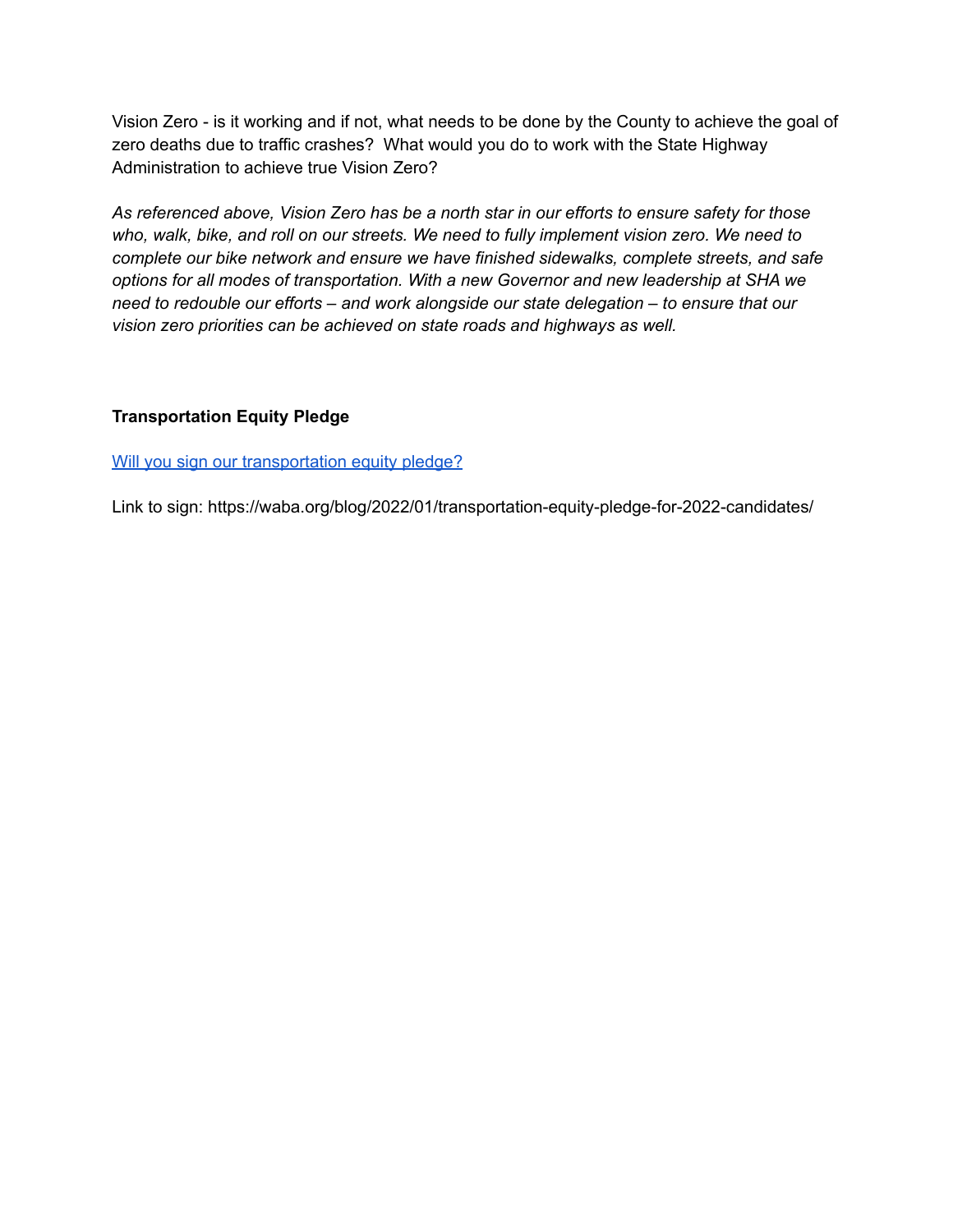Vision Zero - is it working and if not, what needs to be done by the County to achieve the goal of zero deaths due to traffic crashes? What would you do to work with the State Highway Administration to achieve true Vision Zero?

*As referenced above, Vision Zero has be a north star in our efforts to ensure safety for those who, walk, bike, and roll on our streets. We need to fully implement vision zero. We need to complete our bike network and ensure we have finished sidewalks, complete streets, and safe options for all modes of transportation. With a new Governor and new leadership at SHA we need to redouble our efforts – and work alongside our state delegation – to ensure that our vision zero priorities can be achieved on state roads and highways as well.*

**Transportation Equity Pledge**

[Will you sign our transportation equity pledge?](https://waba.org/blog/2022/01/transportation-equity-pledge-for-2022-candidates/)

Link to sign: https://waba.org/blog/2022/01/transportation-equity-pledge-for-2022-candidates/